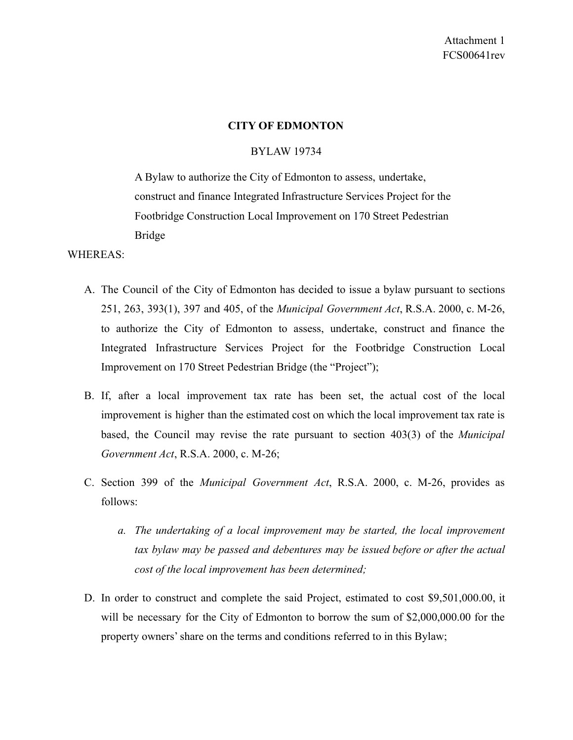Attachment 1
FCS00641rev

# CITY OF EDMONTON

## BYLAW 19734

A Bylaw to authorize the City of Edmonton to assess, undertake, construct and finance Integrated Infrastructure Services Project for the Footbridge Construction Local Improvement on 170 Street Pedestrian Bridge

WHEREAS:

A. The Council of the City of Edmonton has decided to issue a bylaw pursuant to sections 251, 263, 393(1), 397 and 405, of the *Municipal Government Act*, R.S.A. 2000, c. M-26, to authorize the City of Edmonton to assess, undertake, construct and finance the Integrated Infrastructure Services Project for the Footbridge Construction Local Improvement on 170 Street Pedestrian Bridge (the "Project");

B. If, after a local improvement tax rate has been set, the actual cost of the local improvement is higher than the estimated cost on which the local improvement tax rate is based, the Council may revise the rate pursuant to section 403(3) of the *Municipal Government Act*, R.S.A. 2000, c. M-26;

C. Section 399 of the *Municipal Government Act*, R.S.A. 2000, c. M-26, provides as follows:

   a. *The undertaking of a local improvement may be started, the local improvement tax bylaw may be passed and debentures may be issued before or after the actual cost of the local improvement has been determined;*

D. In order to construct and complete the said Project, estimated to cost $9,501,000.00, it will be necessary for the City of Edmonton to borrow the sum of $2,000,000.00 for the property owners' share on the terms and conditions referred to in this Bylaw;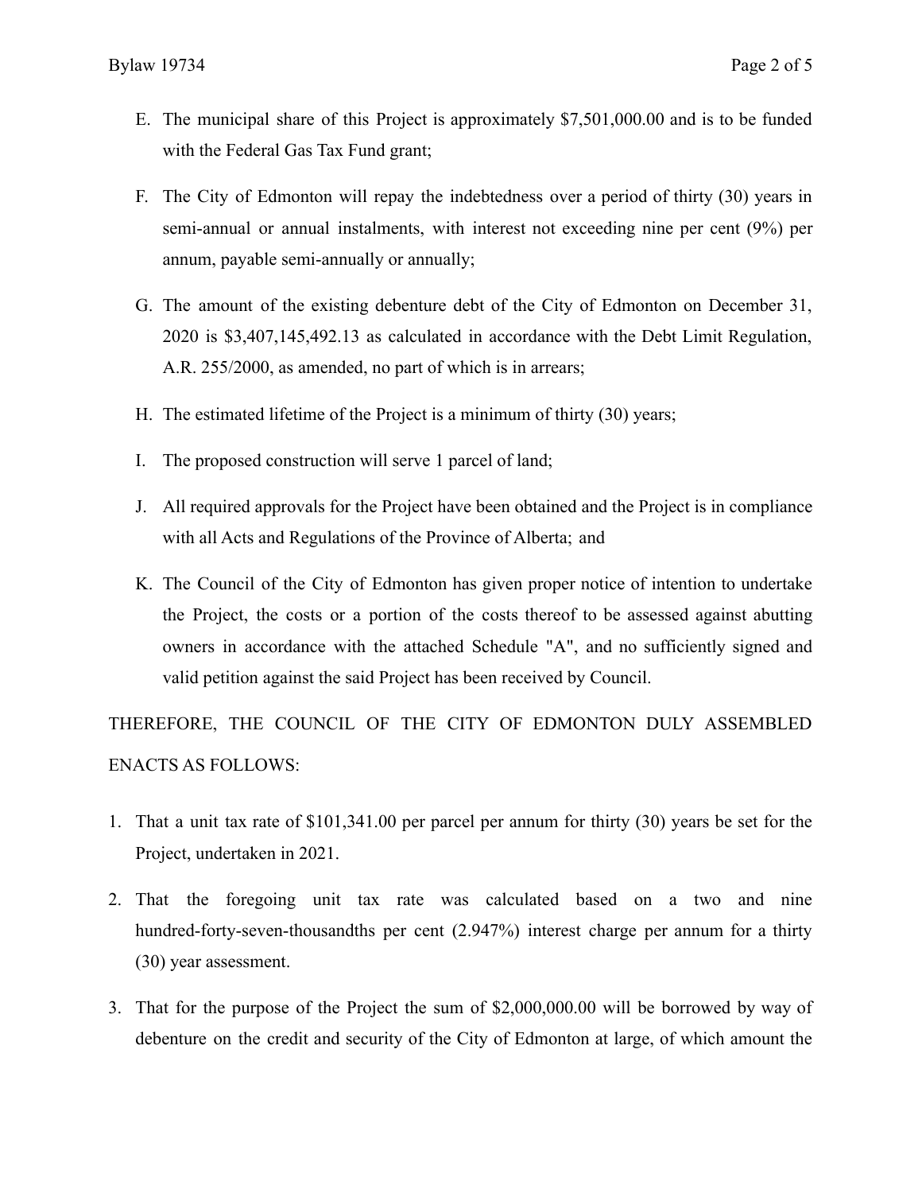E. The municipal share of this Project is approximately $7,501,000.00 and is to be funded with the Federal Gas Tax Fund grant;

F. The City of Edmonton will repay the indebtedness over a period of thirty (30) years in semi-annual or annual instalments, with interest not exceeding nine per cent (9%) per annum, payable semi-annually or annually;

G. The amount of the existing debenture debt of the City of Edmonton on December 31, 2020 is $3,407,145,492.13 as calculated in accordance with the Debt Limit Regulation, A.R. 255/2000, as amended, no part of which is in arrears;

H. The estimated lifetime of the Project is a minimum of thirty (30) years;

I. The proposed construction will serve 1 parcel of land;

J. All required approvals for the Project have been obtained and the Project is in compliance with all Acts and Regulations of the Province of Alberta; and

K. The Council of the City of Edmonton has given proper notice of intention to undertake the Project, the costs or a portion of the costs thereof to be assessed against abutting owners in accordance with the attached Schedule "A", and no sufficiently signed and valid petition against the said Project has been received by Council.

THEREFORE, THE COUNCIL OF THE CITY OF EDMONTON DULY ASSEMBLED ENACTS AS FOLLOWS:

1. That a unit tax rate of $101,341.00 per parcel per annum for thirty (30) years be set for the Project, undertaken in 2021.

2. That the foregoing unit tax rate was calculated based on a two and nine hundred-forty-seven-thousandths per cent (2.947%) interest charge per annum for a thirty (30) year assessment.

3. That for the purpose of the Project the sum of $2,000,000.00 will be borrowed by way of debenture on the credit and security of the City of Edmonton at large, of which amount the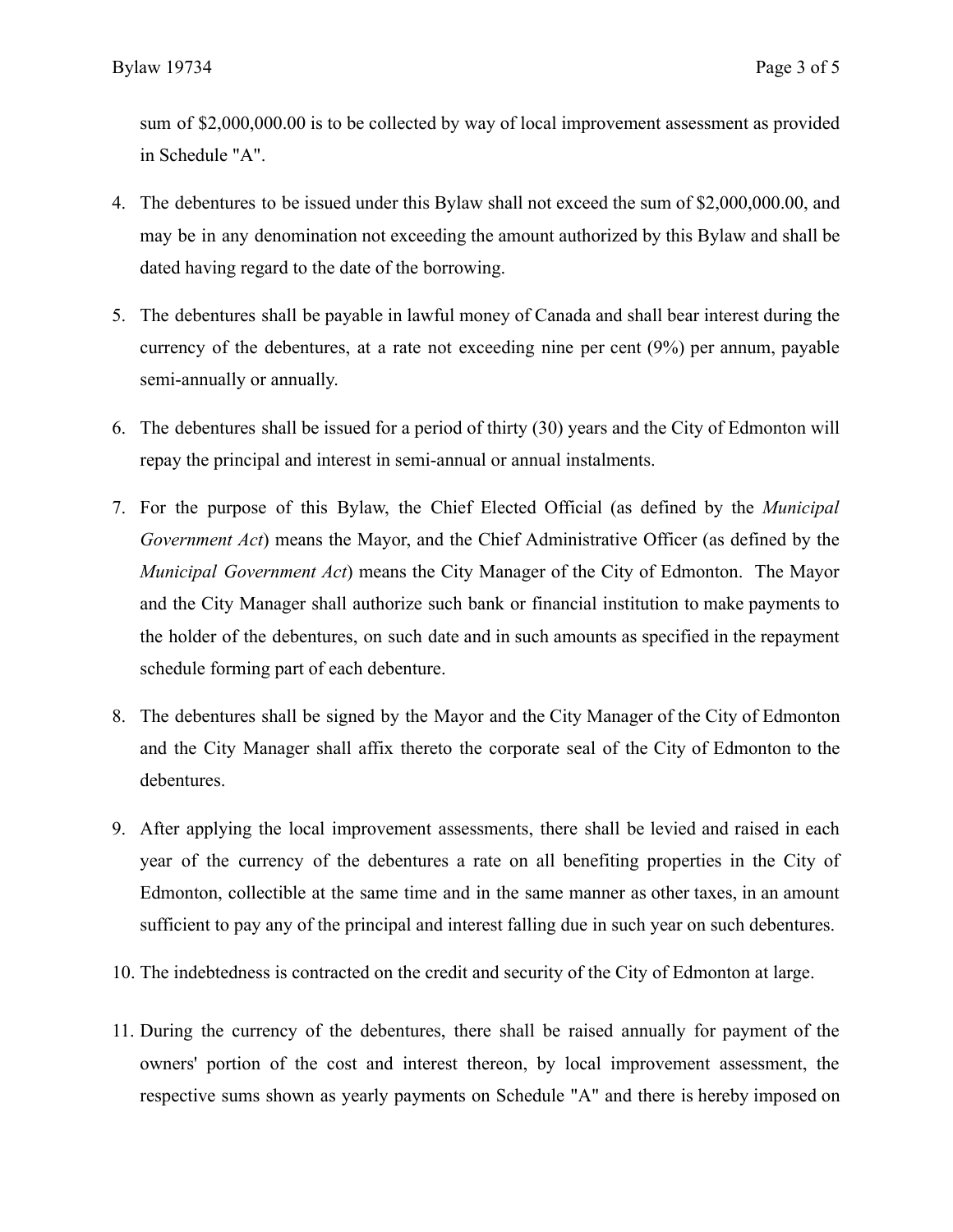sum of $2,000,000.00 is to be collected by way of local improvement assessment as provided in Schedule "A".

4. The debentures to be issued under this Bylaw shall not exceed the sum of $2,000,000.00, and may be in any denomination not exceeding the amount authorized by this Bylaw and shall be dated having regard to the date of the borrowing.

5. The debentures shall be payable in lawful money of Canada and shall bear interest during the currency of the debentures, at a rate not exceeding nine per cent (9%) per annum, payable semi-annually or annually.

6. The debentures shall be issued for a period of thirty (30) years and the City of Edmonton will repay the principal and interest in semi-annual or annual instalments.

7. For the purpose of this Bylaw, the Chief Elected Official (as defined by the *Municipal Government Act*) means the Mayor, and the Chief Administrative Officer (as defined by the *Municipal Government Act*) means the City Manager of the City of Edmonton. The Mayor and the City Manager shall authorize such bank or financial institution to make payments to the holder of the debentures, on such date and in such amounts as specified in the repayment schedule forming part of each debenture.

8. The debentures shall be signed by the Mayor and the City Manager of the City of Edmonton and the City Manager shall affix thereto the corporate seal of the City of Edmonton to the debentures.

9. After applying the local improvement assessments, there shall be levied and raised in each year of the currency of the debentures a rate on all benefiting properties in the City of Edmonton, collectible at the same time and in the same manner as other taxes, in an amount sufficient to pay any of the principal and interest falling due in such year on such debentures.

10. The indebtedness is contracted on the credit and security of the City of Edmonton at large.

11. During the currency of the debentures, there shall be raised annually for payment of the owners' portion of the cost and interest thereon, by local improvement assessment, the respective sums shown as yearly payments on Schedule "A" and there is hereby imposed on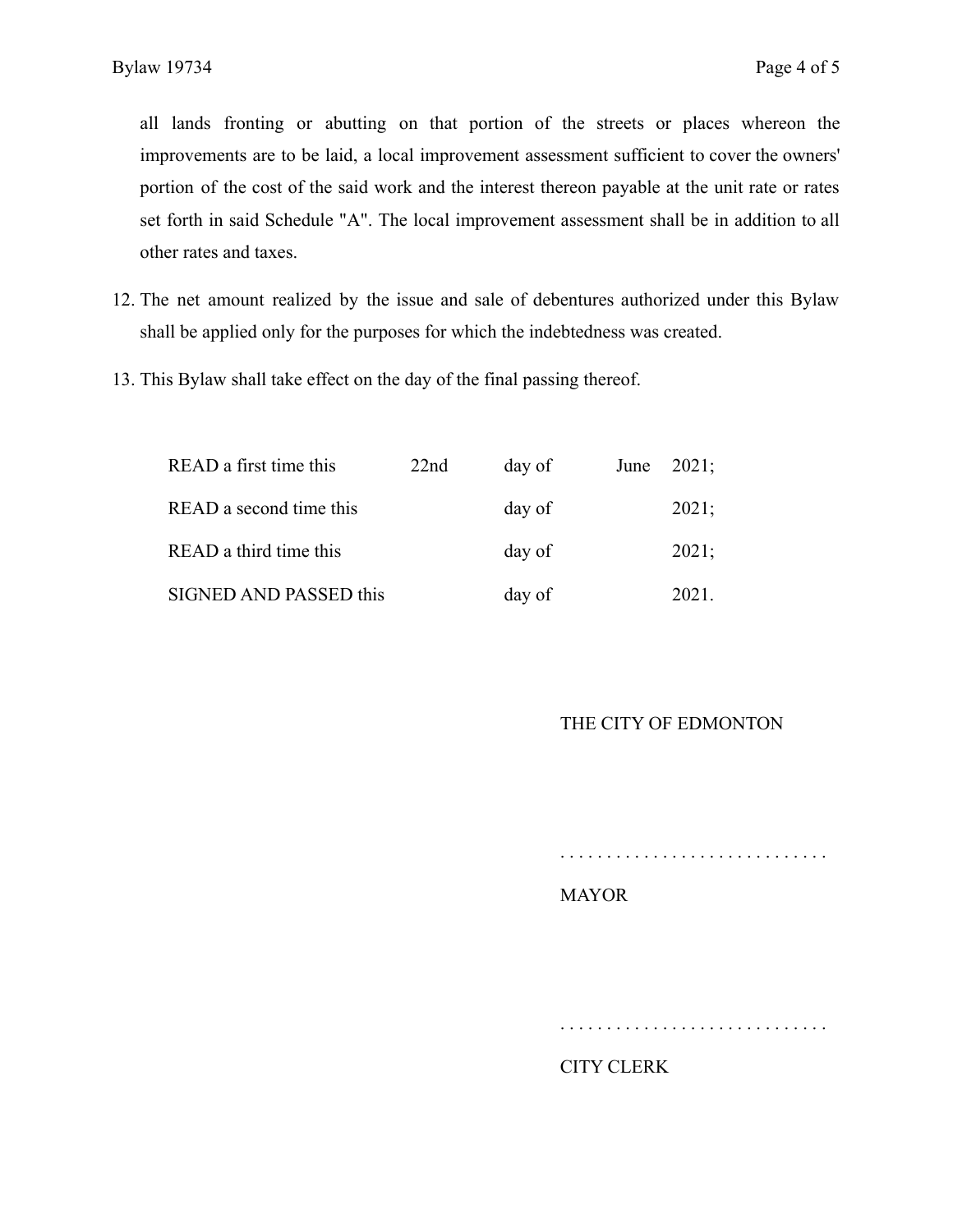all lands fronting or abutting on that portion of the streets or places whereon the improvements are to be laid, a local improvement assessment sufficient to cover the owners' portion of the cost of the said work and the interest thereon payable at the unit rate or rates set forth in said Schedule "A". The local improvement assessment shall be in addition to all other rates and taxes.

12. The net amount realized by the issue and sale of debentures authorized under this Bylaw shall be applied only for the purposes for which the indebtedness was created.

13. This Bylaw shall take effect on the day of the final passing thereof.

| | | | | |
|---|---|---|---|---|
| READ a first time this | 22nd | day of | June | 2021; |
| READ a second time this | | day of | | 2021; |
| READ a third time this | | day of | | 2021; |
| SIGNED AND PASSED this | | day of | | 2021. |

THE CITY OF EDMONTON

. . . . . . . . . . . . . . . . . . . . . . . . . . . . .

MAYOR

. . . . . . . . . . . . . . . . . . . . . . . . . . . . .

CITY CLERK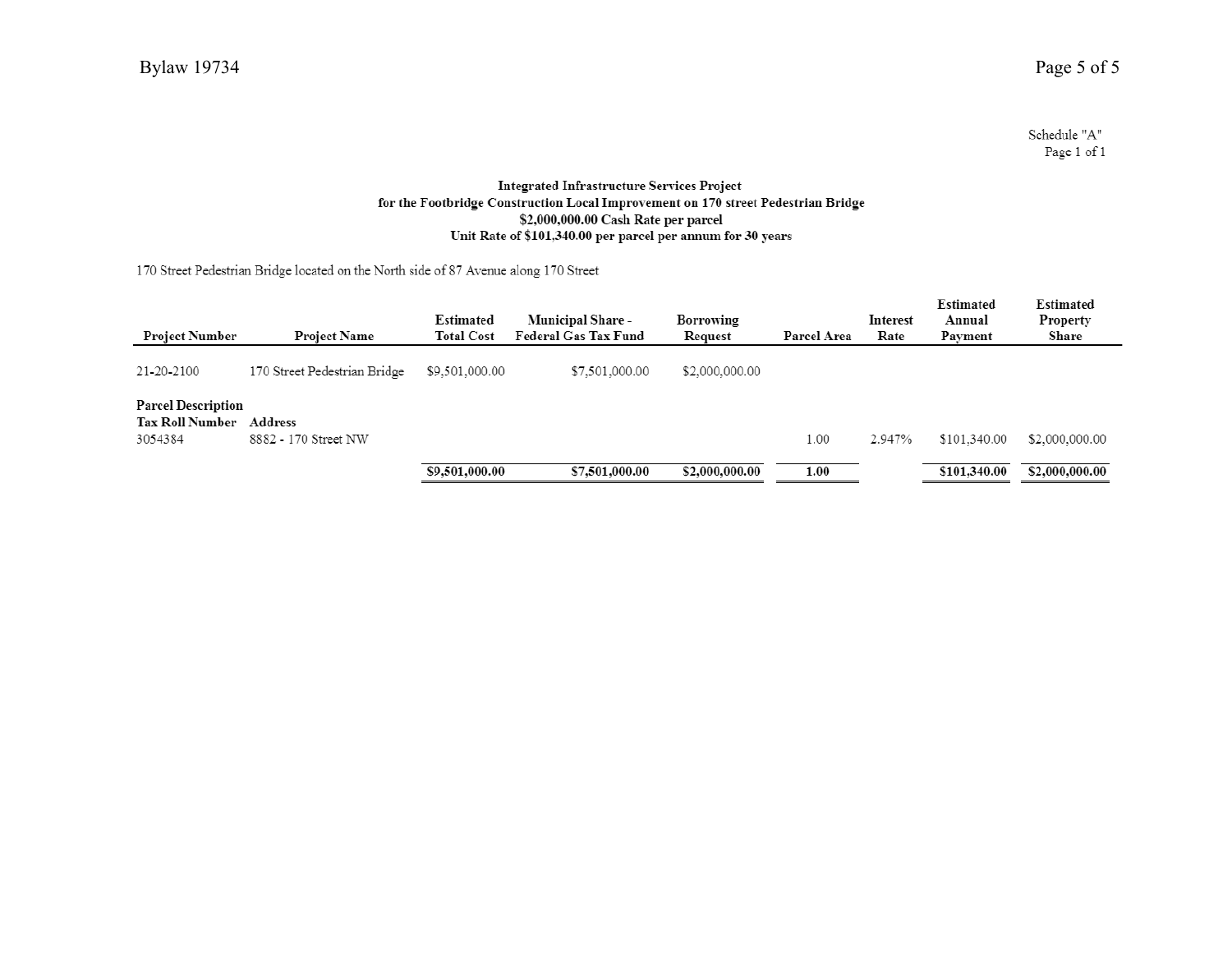Schedule "A"
Page 1 of 1

**Integrated Infrastructure Services Project**
**for the Footbridge Construction Local Improvement on 170 street Pedestrian Bridge**
**$2,000,000.00 Cash Rate per parcel**
**Unit Rate of $101,340.00 per parcel per annum for 30 years**

170 Street Pedestrian Bridge located on the North side of 87 Avenue along 170 Street

| Project Number | Project Name | Estimated Total Cost | Municipal Share - Federal Gas Tax Fund | Borrowing Request | Parcel Area | Interest Rate | Estimated Annual Payment | Estimated Property Share |
|---|---|---|---|---|---|---|---|---|
| 21-20-2100 | 170 Street Pedestrian Bridge | $9,501,000.00 | $7,501,000.00 | $2,000,000.00 | | | | |
| **Parcel Description** | | | | | | | | |
| **Tax Roll Number** | **Address** | | | | | | | |
| 3054384 | 8882 - 170 Street NW | | | | 1.00 | 2.947% | $101,340.00 | $2,000,000.00 |
| | | **$9,501,000.00** | **$7,501,000.00** | **$2,000,000.00** | **1.00** | | **$101,340.00** | **$2,000,000.00** |